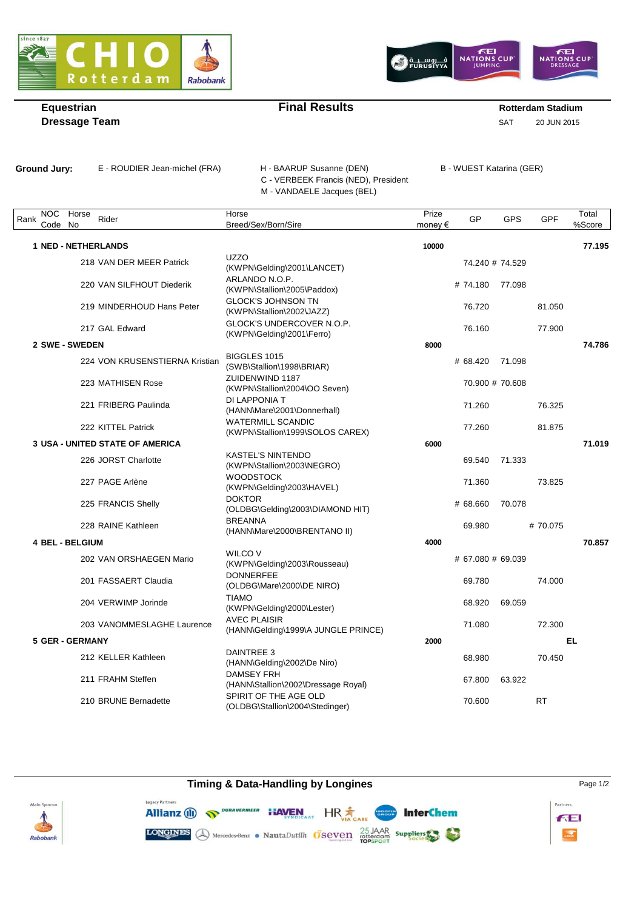**Equestrian**
**Dressage Team**

## Final Results

**Rotterdam Stadium**
SAT 20 JUN 2015

**Ground Jury:** E - ROUDIER Jean-michel (FRA) H - BAARUP Susanne (DEN) B - WUEST Katarina (GER)
C - VERBEEK Francis (NED), President
M - VANDAELE Jacques (BEL)

| Rank | NOC Code | Horse No | Rider | Horse Breed/Sex/Born/Sire | Prize money € | GP | GPS | GPF | Total %Score |
|---|---|---|---|---|---|---|---|---|---|
| **1** | **NED - NETHERLANDS** | | | | **10000** | | | | **77.195** |
| | | 218 | VAN DER MEER Patrick | UZZO (KWPN\Gelding\2001\LANCET) | | 74.240 | # 74.529 | | |
| | | 220 | VAN SILFHOUT Diederik | ARLANDO N.O.P. (KWPN\Stallion\2005\Paddox) | | # 74.180 | 77.098 | | |
| | | 219 | MINDERHOUD Hans Peter | GLOCK'S JOHNSON TN (KWPN\Stallion\2002\JAZZ) | | 76.720 | | 81.050 | |
| | | 217 | GAL Edward | GLOCK'S UNDERCOVER N.O.P. (KWPN\Gelding\2001\Ferro) | | 76.160 | | 77.900 | |
| **2** | **SWE - SWEDEN** | | | | **8000** | | | | **74.786** |
| | | 224 | VON KRUSENSTIERNA Kristian | BIGGLES 1015 (SWB\Stallion\1998\BRIAR) | | # 68.420 | 71.098 | | |
| | | 223 | MATHISEN Rose | ZUIDENWIND 1187 (KWPN\Stallion\2004\OO Seven) | | 70.900 | # 70.608 | | |
| | | 221 | FRIBERG Paulinda | DI LAPPONIA T (HANN\Mare\2001\Donnerhall) | | 71.260 | | 76.325 | |
| | | 222 | KITTEL Patrick | WATERMILL SCANDIC (KWPN\Stallion\1999\SOLOS CAREX) | | 77.260 | | 81.875 | |
| **3** | **USA - UNITED STATE OF AMERICA** | | | | **6000** | | | | **71.019** |
| | | 226 | JORST Charlotte | KASTEL'S NINTENDO (KWPN\Stallion\2003\NEGRO) | | 69.540 | 71.333 | | |
| | | 227 | PAGE Arlène | WOODSTOCK (KWPN\Gelding\2003\HAVEL) | | 71.360 | | 73.825 | |
| | | 225 | FRANCIS Shelly | DOKTOR (OLDBG\Gelding\2003\DIAMOND HIT) | | # 68.660 | 70.078 | | |
| | | 228 | RAINE Kathleen | BREANNA (HANN\Mare\2000\BRENTANO II) | | 69.980 | | # 70.075 | |
| **4** | **BEL - BELGIUM** | | | | **4000** | | | | **70.857** |
| | | 202 | VAN ORSHAEGEN Mario | WILCO V (KWPN\Gelding\2003\Rousseau) | | # 67.080 | # 69.039 | | |
| | | 201 | FASSAERT Claudia | DONNERFEE (OLDBG\Mare\2000\DE NIRO) | | 69.780 | | 74.000 | |
| | | 204 | VERWIMP Jorinde | TIAMO (KWPN\Gelding\2000\Lester) | | 68.920 | 69.059 | | |
| | | 203 | VANOMMESLAGHE Laurence | AVEC PLAISIR (HANN\Gelding\1999\A JUNGLE PRINCE) | | 71.080 | | 72.300 | |
| **5** | **GER - GERMANY** | | | | **2000** | | | | **EL** |
| | | 212 | KELLER Kathleen | DAINTREE 3 (HANN\Gelding\2002\De Niro) | | 68.980 | | 70.450 | |
| | | 211 | FRAHM Steffen | DAMSEY FRH (HANN\Stallion\2002\Dressage Royal) | | 67.800 | 63.922 | | |
| | | 210 | BRUNE Bernadette | SPIRIT OF THE AGE OLD (OLDBG\Stallion\2004\Stedinger) | | 70.600 | | RT | |

**Timing & Data-Handling by Longines**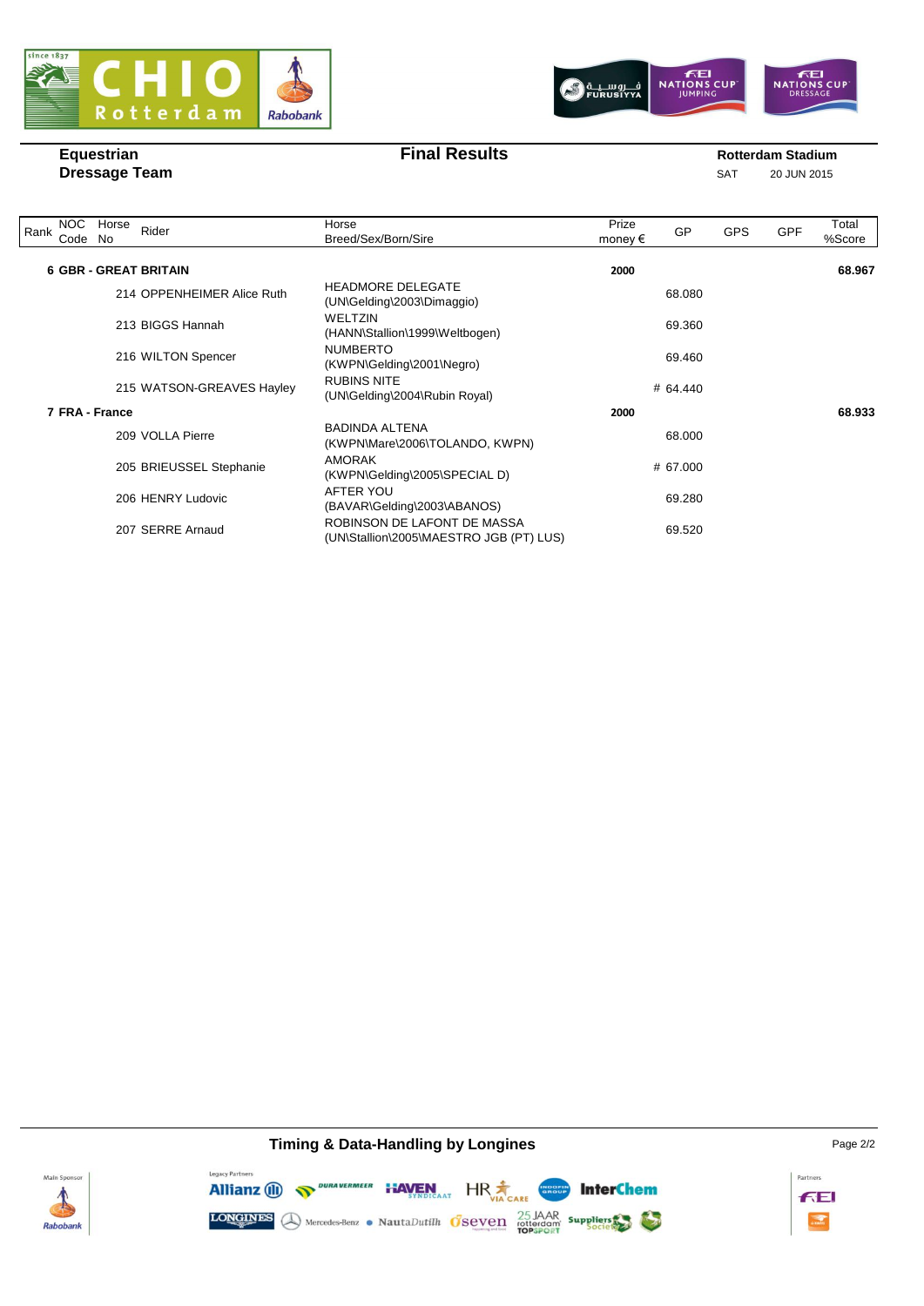**Equestrian**
**Dressage Team**

## Final Results

**Rotterdam Stadium**
SAT 20 JUN 2015

| Rank | NOC Code | Horse No | Rider | Horse Breed/Sex/Born/Sire | Prize money € | GP | GPS | GPF | Total %Score |
|---|---|---|---|---|---|---|---|---|---|
| **6** | **GBR - GREAT BRITAIN** | | | | **2000** | | | | **68.967** |
| | | 214 | OPPENHEIMER Alice Ruth | HEADMORE DELEGATE (UN\Gelding\2003\Dimaggio) | | 68.080 | | | |
| | | 213 | BIGGS Hannah | WELTZIN (HANN\Stallion\1999\Weltbogen) | | 69.360 | | | |
| | | 216 | WILTON Spencer | NUMBERTO (KWPN\Gelding\2001\Negro) | | 69.460 | | | |
| | | 215 | WATSON-GREAVES Hayley | RUBINS NITE (UN\Gelding\2004\Rubin Royal) | | # 64.440 | | | |
| **7** | **FRA - France** | | | | **2000** | | | | **68.933** |
| | | 209 | VOLLA Pierre | BADINDA ALTENA (KWPN\Mare\2006\TOLANDO, KWPN) | | 68.000 | | | |
| | | 205 | BRIEUSSEL Stephanie | AMORAK (KWPN\Gelding\2005\SPECIAL D) | | # 67.000 | | | |
| | | 206 | HENRY Ludovic | AFTER YOU (BAVAR\Gelding\2003\ABANOS) | | 69.280 | | | |
| | | 207 | SERRE Arnaud | ROBINSON DE LAFONT DE MASSA (UN\Stallion\2005\MAESTRO JGB (PT) LUS) | | 69.520 | | | |

**Timing & Data-Handling by Longines**